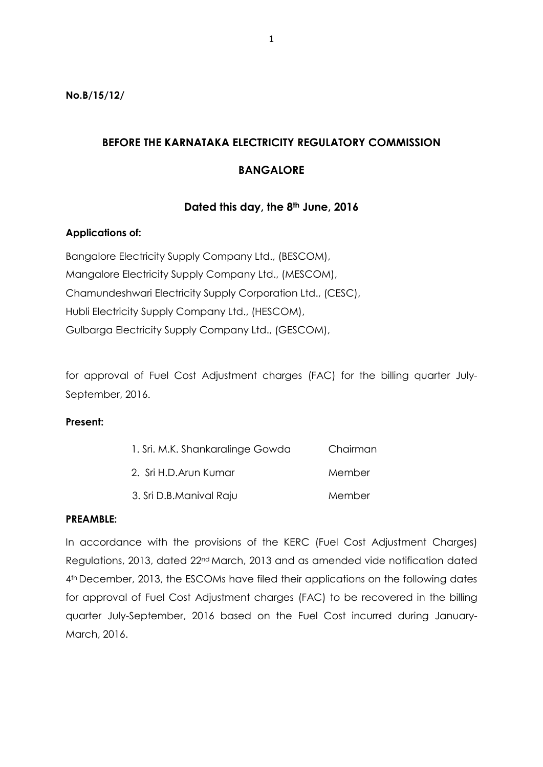**No.B/15/12/**

## BEFORE THE KARNATAKA ELECTRICITY REGULATORY COMMISSION

## BANGALORE

### Dated this day, the 8th June, 2016

**Applications of:**

Bangalore Electricity Supply Company Ltd., (BESCOM),
Mangalore Electricity Supply Company Ltd., (MESCOM),
Chamundeshwari Electricity Supply Corporation Ltd., (CESC),
Hubli Electricity Supply Company Ltd., (HESCOM),
Gulbarga Electricity Supply Company Ltd., (GESCOM),

for approval of Fuel Cost Adjustment charges (FAC) for the billing quarter July-September, 2016.

**Present:**

| | |
|---|---|
| 1. Sri. M.K. Shankaralinge Gowda | Chairman |
| 2. Sri H.D.Arun Kumar | Member |
| 3. Sri D.B.Manival Raju | Member |

**PREAMBLE:**

In accordance with the provisions of the KERC (Fuel Cost Adjustment Charges) Regulations, 2013, dated 22nd March, 2013 and as amended vide notification dated 4th December, 2013, the ESCOMs have filed their applications on the following dates for approval of Fuel Cost Adjustment charges (FAC) to be recovered in the billing quarter July-September, 2016 based on the Fuel Cost incurred during January-March, 2016.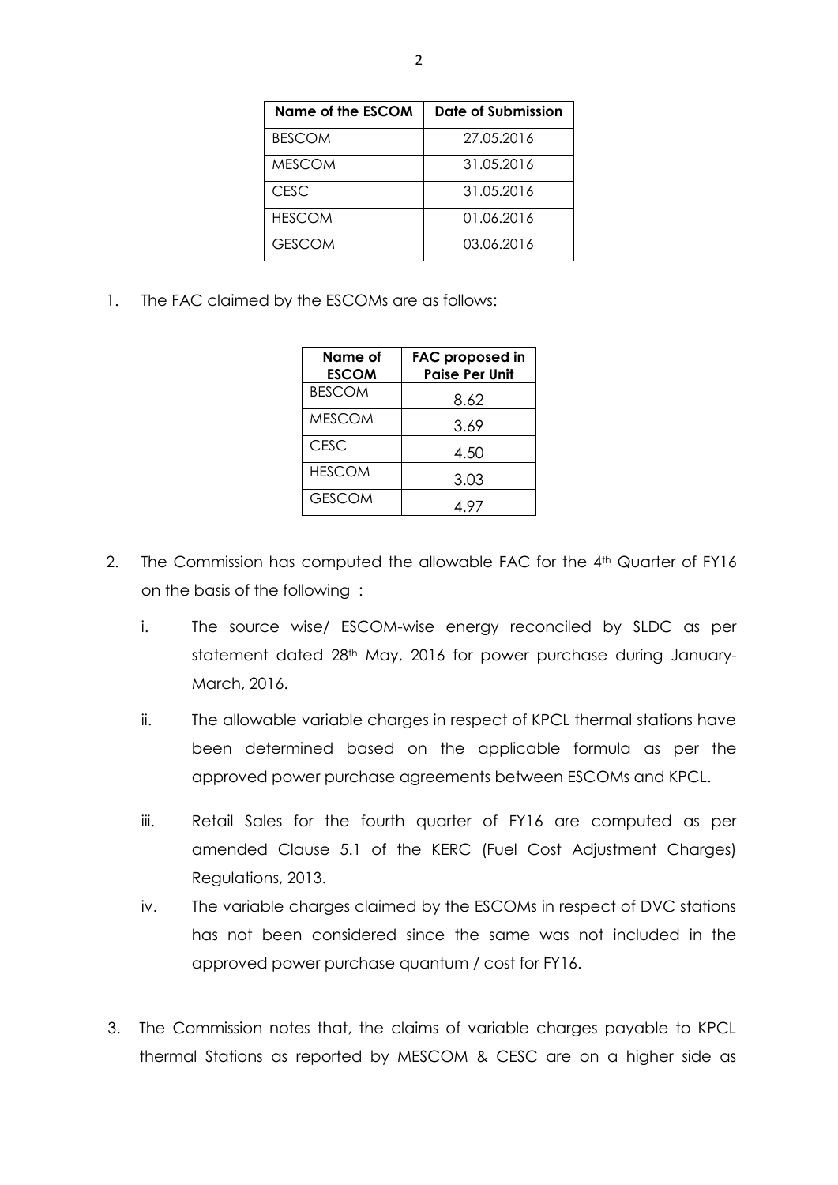| Name of the ESCOM | Date of Submission |
|---|---|
| BESCOM | 27.05.2016 |
| MESCOM | 31.05.2016 |
| CESC | 31.05.2016 |
| HESCOM | 01.06.2016 |
| GESCOM | 03.06.2016 |

1. The FAC claimed by the ESCOMs are as follows:

| Name of ESCOM | FAC proposed in Paise Per Unit |
|---|---|
| BESCOM | 8.62 |
| MESCOM | 3.69 |
| CESC | 4.50 |
| HESCOM | 3.03 |
| GESCOM | 4.97 |

2. The Commission has computed the allowable FAC for the 4th Quarter of FY16 on the basis of the following :

   i. The source wise/ ESCOM-wise energy reconciled by SLDC as per statement dated 28th May, 2016 for power purchase during January-March, 2016.

   ii. The allowable variable charges in respect of KPCL thermal stations have been determined based on the applicable formula as per the approved power purchase agreements between ESCOMs and KPCL.

   iii. Retail Sales for the fourth quarter of FY16 are computed as per amended Clause 5.1 of the KERC (Fuel Cost Adjustment Charges) Regulations, 2013.

   iv. The variable charges claimed by the ESCOMs in respect of DVC stations has not been considered since the same was not included in the approved power purchase quantum / cost for FY16.

3. The Commission notes that, the claims of variable charges payable to KPCL thermal Stations as reported by MESCOM & CESC are on a higher side as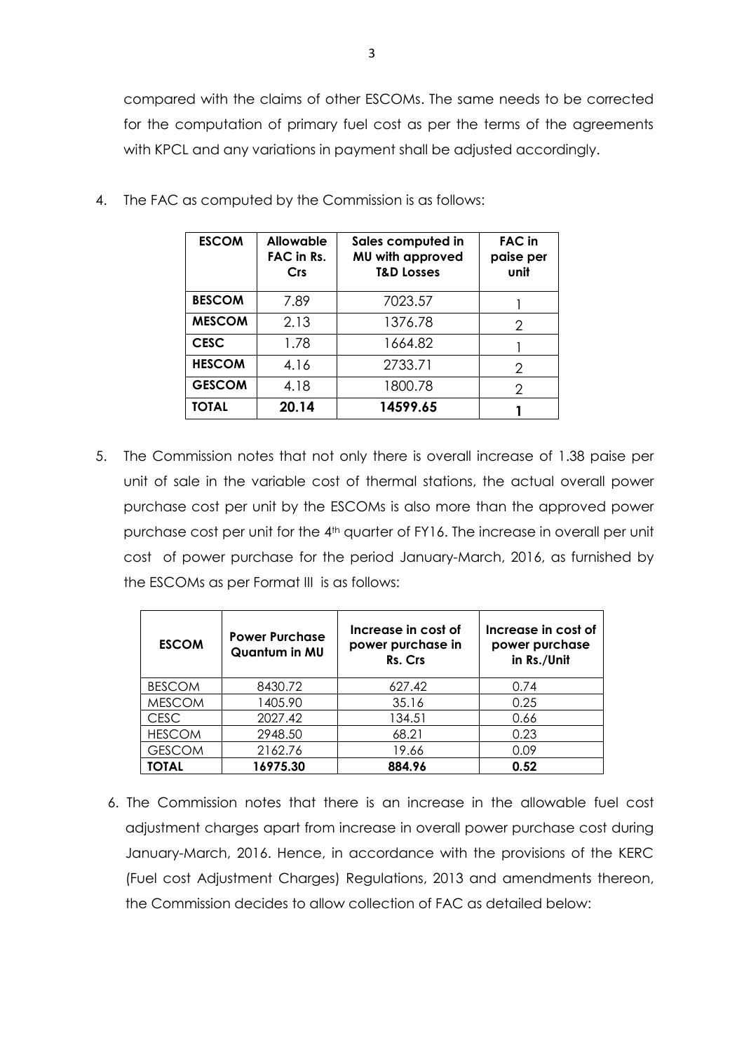compared with the claims of other ESCOMs. The same needs to be corrected for the computation of primary fuel cost as per the terms of the agreements with KPCL and any variations in payment shall be adjusted accordingly.

4. The FAC as computed by the Commission is as follows:

| ESCOM | Allowable FAC in Rs. Crs | Sales computed in MU with approved T&D Losses | FAC in paise per unit |
|---|---|---|---|
| **BESCOM** | 7.89 | 7023.57 | 1 |
| **MESCOM** | 2.13 | 1376.78 | 2 |
| **CESC** | 1.78 | 1664.82 | 1 |
| **HESCOM** | 4.16 | 2733.71 | 2 |
| **GESCOM** | 4.18 | 1800.78 | 2 |
| **TOTAL** | **20.14** | **14599.65** | **1** |

5. The Commission notes that not only there is overall increase of 1.38 paise per unit of sale in the variable cost of thermal stations, the actual overall power purchase cost per unit by the ESCOMs is also more than the approved power purchase cost per unit for the 4th quarter of FY16. The increase in overall per unit cost of power purchase for the period January-March, 2016, as furnished by the ESCOMs as per Format III is as follows:

| ESCOM | Power Purchase Quantum in MU | Increase in cost of power purchase in Rs. Crs | Increase in cost of power purchase in Rs./Unit |
|---|---|---|---|
| BESCOM | 8430.72 | 627.42 | 0.74 |
| MESCOM | 1405.90 | 35.16 | 0.25 |
| CESC | 2027.42 | 134.51 | 0.66 |
| HESCOM | 2948.50 | 68.21 | 0.23 |
| GESCOM | 2162.76 | 19.66 | 0.09 |
| **TOTAL** | **16975.30** | **884.96** | **0.52** |

6. The Commission notes that there is an increase in the allowable fuel cost adjustment charges apart from increase in overall power purchase cost during January-March, 2016. Hence, in accordance with the provisions of the KERC (Fuel cost Adjustment Charges) Regulations, 2013 and amendments thereon, the Commission decides to allow collection of FAC as detailed below: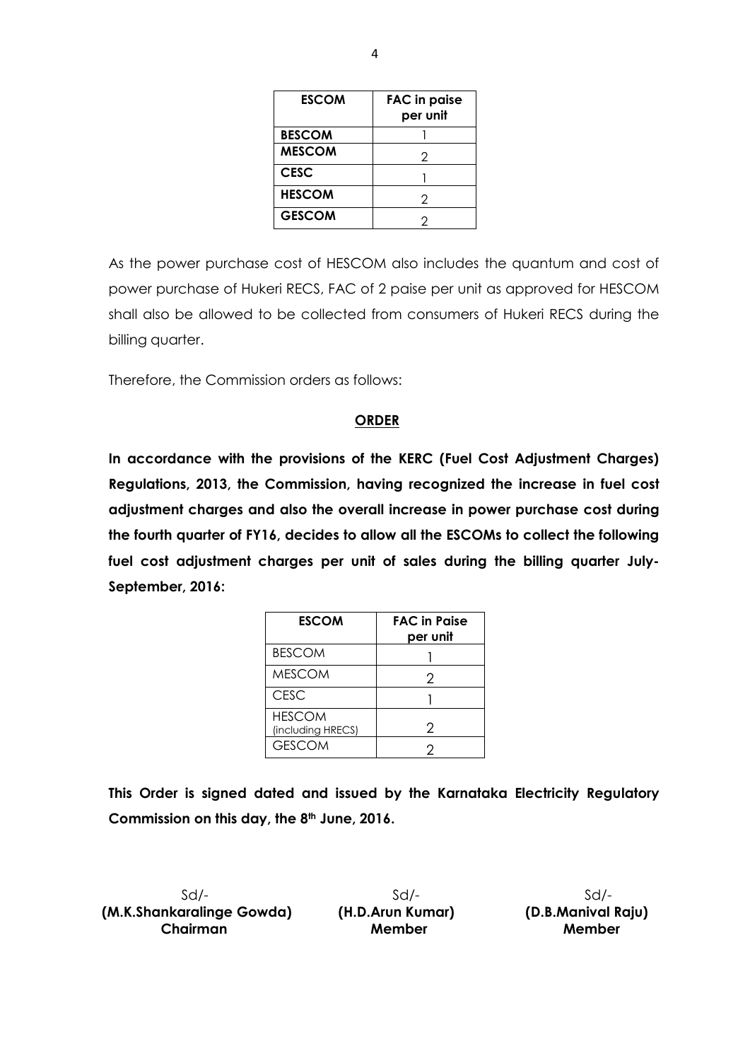| ESCOM | FAC in paise per unit |
|---|---|
| **BESCOM** | 1 |
| **MESCOM** | 2 |
| **CESC** | 1 |
| **HESCOM** | 2 |
| **GESCOM** | 2 |

As the power purchase cost of HESCOM also includes the quantum and cost of power purchase of Hukeri RECS, FAC of 2 paise per unit as approved for HESCOM shall also be allowed to be collected from consumers of Hukeri RECS during the billing quarter.

Therefore, the Commission orders as follows:

## ORDER

**In accordance with the provisions of the KERC (Fuel Cost Adjustment Charges) Regulations, 2013, the Commission, having recognized the increase in fuel cost adjustment charges and also the overall increase in power purchase cost during the fourth quarter of FY16, decides to allow all the ESCOMs to collect the following fuel cost adjustment charges per unit of sales during the billing quarter July-September, 2016:**

| ESCOM | FAC in Paise per unit |
|---|---|
| BESCOM | 1 |
| MESCOM | 2 |
| CESC | 1 |
| HESCOM (including HRECS) | 2 |
| GESCOM | 2 |

**This Order is signed dated and issued by the Karnataka Electricity Regulatory Commission on this day, the 8th June, 2016.**

| Sd/- | Sd/- | Sd/- |
|---|---|---|
| **(M.K.Shankaralinge Gowda)** | **(H.D.Arun Kumar)** | **(D.B.Manival Raju)** |
| **Chairman** | **Member** | **Member** |